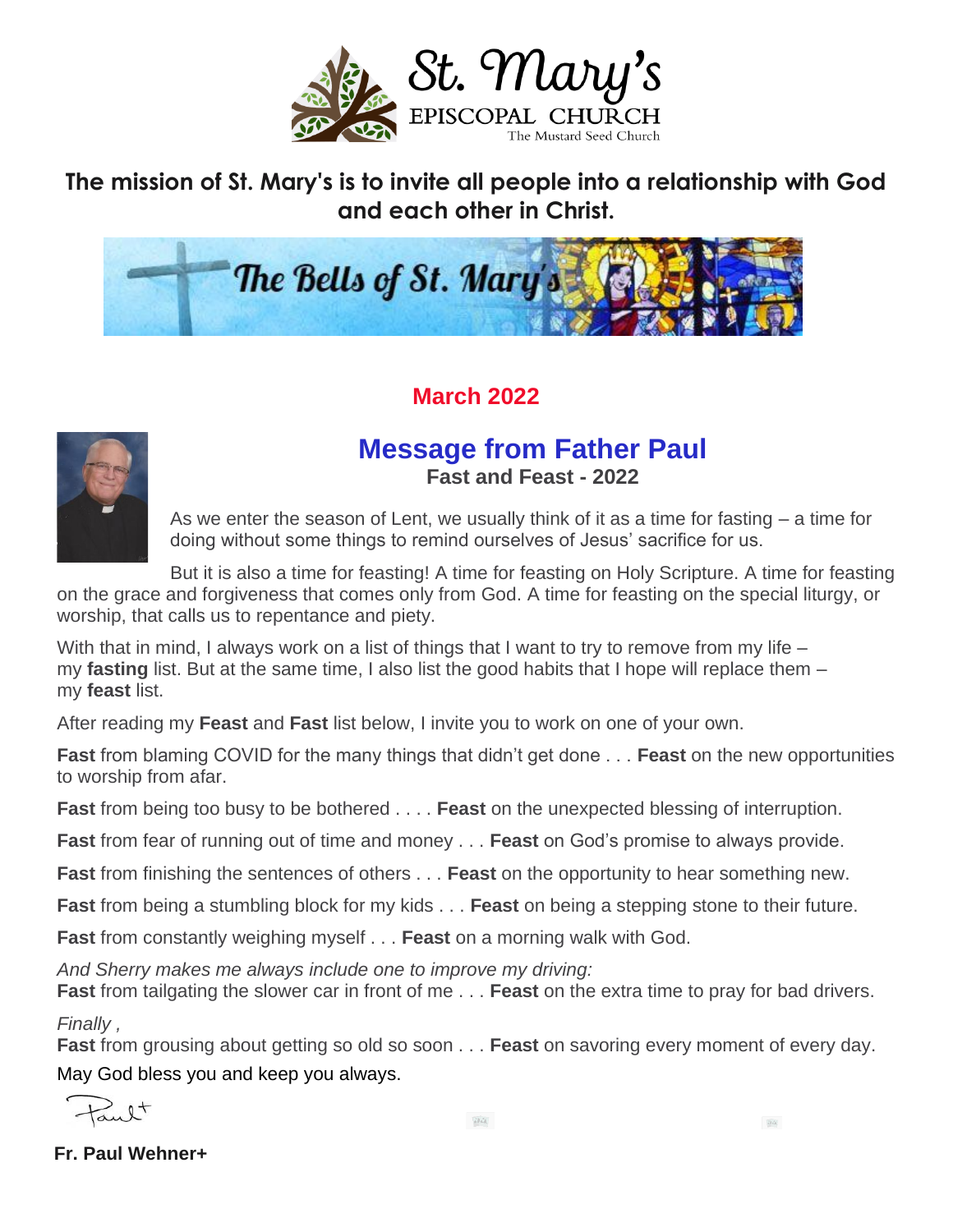# St. Mary's

EPISCOPAL CHURCH

The Mustard Seed Church

**The mission of St. Mary's is to invite all people into a relationship with God and each other in Christ.**

The Bells of St. Mary's

**March 2022**

## Message from Father Paul

### Fast and Feast - 2022

As we enter the season of Lent, we usually think of it as a time for fasting – a time for doing without some things to remind ourselves of Jesus' sacrifice for us.

But it is also a time for feasting! A time for feasting on Holy Scripture. A time for feasting on the grace and forgiveness that comes only from God. A time for feasting on the special liturgy, or worship, that calls us to repentance and piety.

With that in mind, I always work on a list of things that I want to try to remove from my life – my **fasting** list. But at the same time, I also list the good habits that I hope will replace them – my **feast** list.

After reading my **Feast** and **Fast** list below, I invite you to work on one of your own.

**Fast** from blaming COVID for the many things that didn't get done . . . **Feast** on the new opportunities to worship from afar.

**Fast** from being too busy to be bothered . . . . **Feast** on the unexpected blessing of interruption.

**Fast** from fear of running out of time and money . . . **Feast** on God's promise to always provide.

**Fast** from finishing the sentences of others . . . **Feast** on the opportunity to hear something new.

**Fast** from being a stumbling block for my kids . . . **Feast** on being a stepping stone to their future.

**Fast** from constantly weighing myself . . . **Feast** on a morning walk with God.

*And Sherry makes me always include one to improve my driving:*
**Fast** from tailgating the slower car in front of me . . . **Feast** on the extra time to pray for bad drivers.

*Finally ,*
**Fast** from grousing about getting so old so soon . . . **Feast** on savoring every moment of every day.

May God bless you and keep you always.

Paul+

**Fr. Paul Wehner+**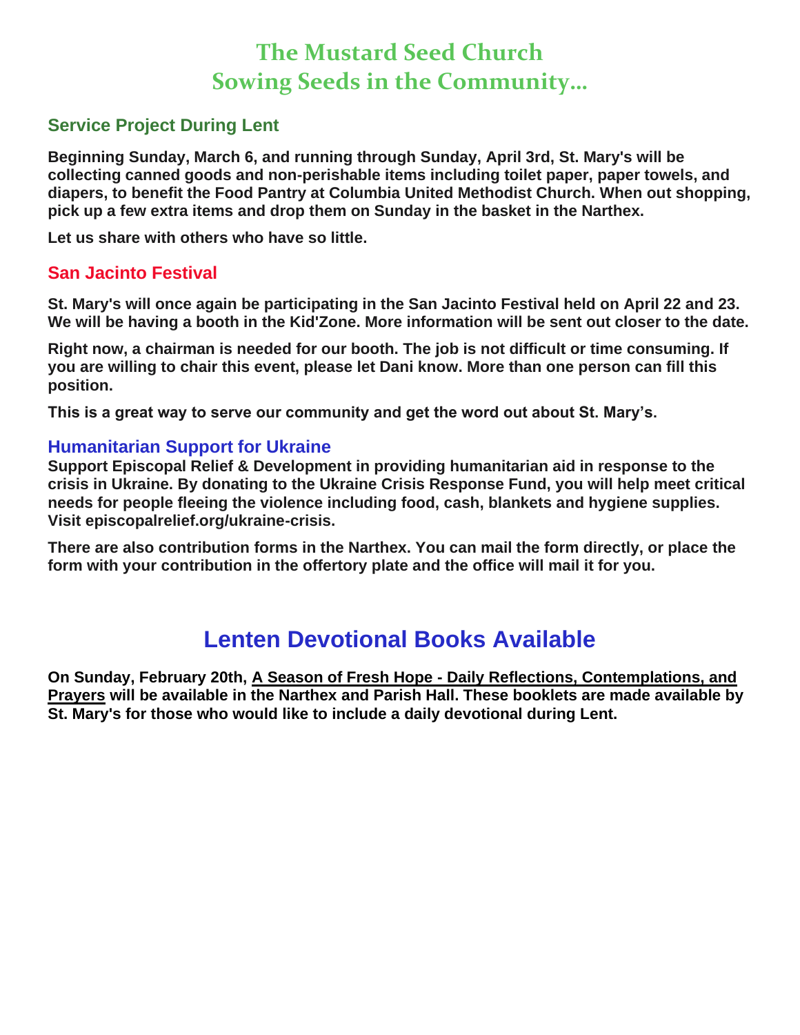# The Mustard Seed Church
# Sowing Seeds in the Community…

## Service Project During Lent

**Beginning Sunday, March 6, and running through Sunday, April 3rd, St. Mary's will be collecting canned goods and non-perishable items including toilet paper, paper towels, and diapers, to benefit the Food Pantry at Columbia United Methodist Church. When out shopping, pick up a few extra items and drop them on Sunday in the basket in the Narthex.**

**Let us share with others who have so little.**

## San Jacinto Festival

**St. Mary's will once again be participating in the San Jacinto Festival held on April 22 and 23. We will be having a booth in the Kid'Zone. More information will be sent out closer to the date.**

**Right now, a chairman is needed for our booth. The job is not difficult or time consuming. If you are willing to chair this event, please let Dani know. More than one person can fill this position.**

**This is a great way to serve our community and get the word out about St. Mary's.**

## Humanitarian Support for Ukraine

**Support Episcopal Relief & Development in providing humanitarian aid in response to the crisis in Ukraine. By donating to the Ukraine Crisis Response Fund, you will help meet critical needs for people fleeing the violence including food, cash, blankets and hygiene supplies. Visit episcopalrelief.org/ukraine-crisis.**

**There are also contribution forms in the Narthex. You can mail the form directly, or place the form with your contribution in the offertory plate and the office will mail it for you.**

# Lenten Devotional Books Available

**On Sunday, February 20th, <u>A Season of Fresh Hope - Daily Reflections, Contemplations, and Prayers</u> will be available in the Narthex and Parish Hall. These booklets are made available by St. Mary's for those who would like to include a daily devotional during Lent.**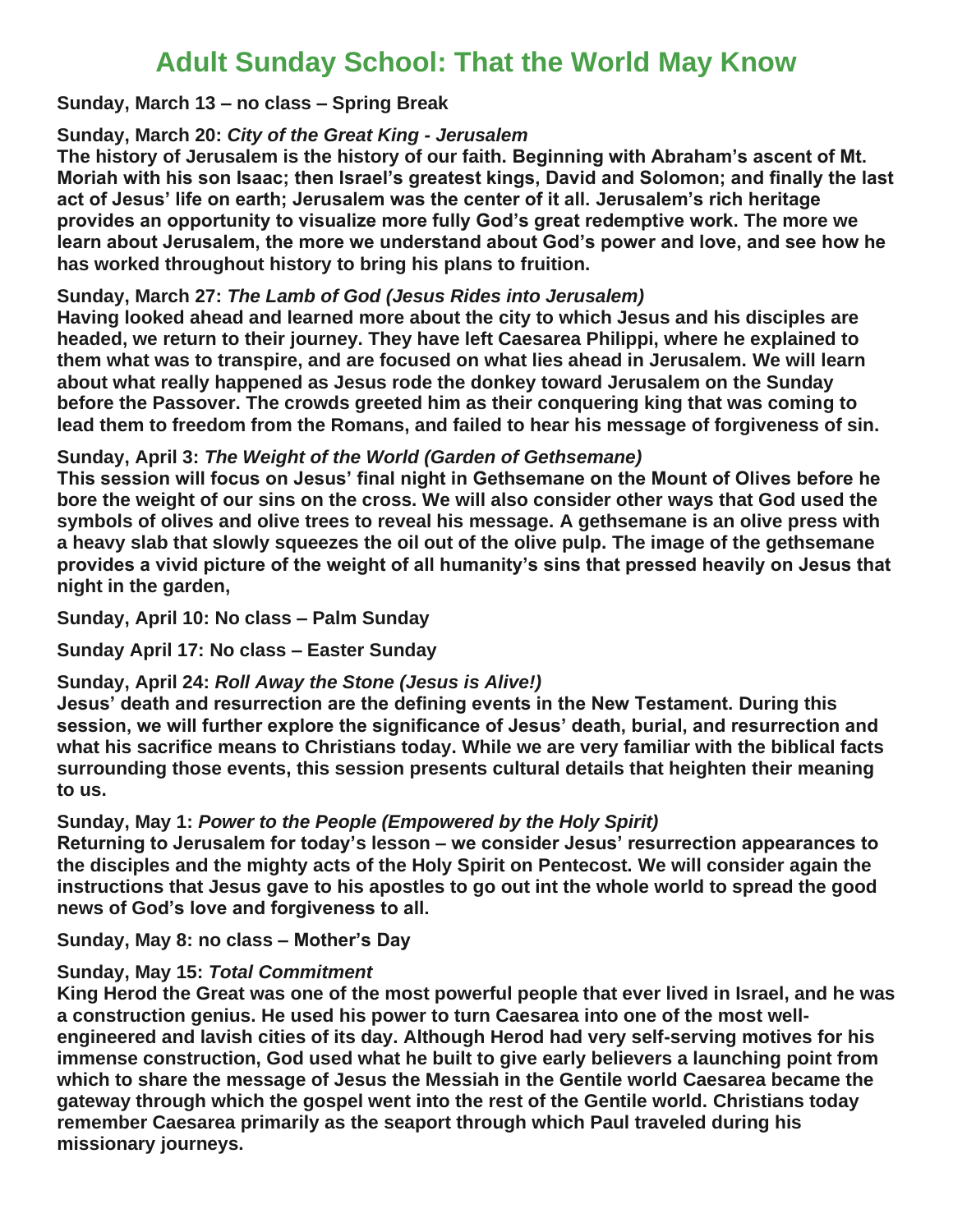# Adult Sunday School: That the World May Know

**Sunday, March 13 – no class – Spring Break**

**Sunday, March 20:** ***City of the Great King - Jerusalem***

**The history of Jerusalem is the history of our faith. Beginning with Abraham's ascent of Mt. Moriah with his son Isaac; then Israel's greatest kings, David and Solomon; and finally the last act of Jesus' life on earth; Jerusalem was the center of it all. Jerusalem's rich heritage provides an opportunity to visualize more fully God's great redemptive work. The more we learn about Jerusalem, the more we understand about God's power and love, and see how he has worked throughout history to bring his plans to fruition.**

**Sunday, March 27:** ***The Lamb of God (Jesus Rides into Jerusalem)***

**Having looked ahead and learned more about the city to which Jesus and his disciples are headed, we return to their journey. They have left Caesarea Philippi, where he explained to them what was to transpire, and are focused on what lies ahead in Jerusalem. We will learn about what really happened as Jesus rode the donkey toward Jerusalem on the Sunday before the Passover. The crowds greeted him as their conquering king that was coming to lead them to freedom from the Romans, and failed to hear his message of forgiveness of sin.**

**Sunday, April 3:** ***The Weight of the World (Garden of Gethsemane)***

**This session will focus on Jesus' final night in Gethsemane on the Mount of Olives before he bore the weight of our sins on the cross. We will also consider other ways that God used the symbols of olives and olive trees to reveal his message. A gethsemane is an olive press with a heavy slab that slowly squeezes the oil out of the olive pulp. The image of the gethsemane provides a vivid picture of the weight of all humanity's sins that pressed heavily on Jesus that night in the garden,**

**Sunday, April 10: No class – Palm Sunday**

**Sunday April 17: No class – Easter Sunday**

**Sunday, April 24:** ***Roll Away the Stone (Jesus is Alive!)***

**Jesus' death and resurrection are the defining events in the New Testament. During this session, we will further explore the significance of Jesus' death, burial, and resurrection and what his sacrifice means to Christians today. While we are very familiar with the biblical facts surrounding those events, this session presents cultural details that heighten their meaning to us.**

**Sunday, May 1:** ***Power to the People (Empowered by the Holy Spirit)***

**Returning to Jerusalem for today's lesson – we consider Jesus' resurrection appearances to the disciples and the mighty acts of the Holy Spirit on Pentecost. We will consider again the instructions that Jesus gave to his apostles to go out int the whole world to spread the good news of God's love and forgiveness to all.**

**Sunday, May 8: no class – Mother's Day**

**Sunday, May 15:** ***Total Commitment***

**King Herod the Great was one of the most powerful people that ever lived in Israel, and he was a construction genius. He used his power to turn Caesarea into one of the most well-engineered and lavish cities of its day. Although Herod had very self-serving motives for his immense construction, God used what he built to give early believers a launching point from which to share the message of Jesus the Messiah in the Gentile world Caesarea became the gateway through which the gospel went into the rest of the Gentile world. Christians today remember Caesarea primarily as the seaport through which Paul traveled during his missionary journeys.**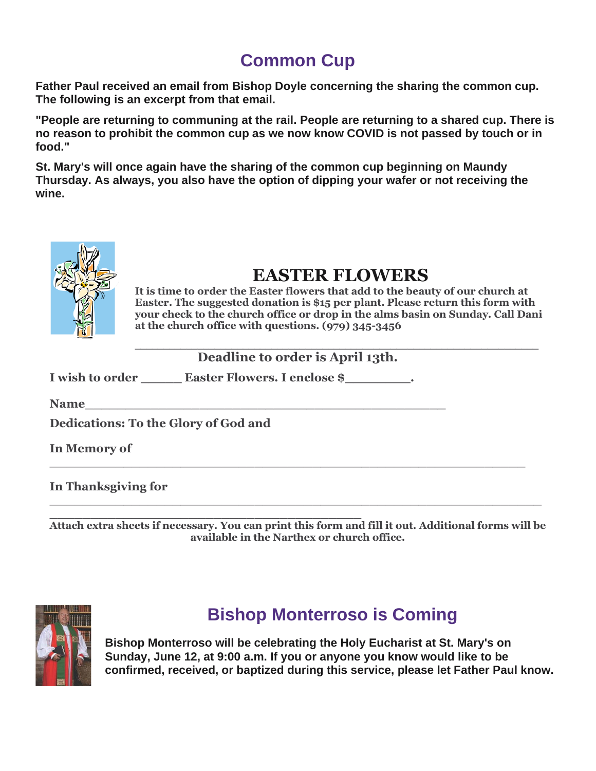## Common Cup

**Father Paul received an email from Bishop Doyle concerning the sharing the common cup. The following is an excerpt from that email.**

**"People are returning to communing at the rail. People are returning to a shared cup. There is no reason to prohibit the common cup as we now know COVID is not passed by touch or in food."**

**St. Mary's will once again have the sharing of the common cup beginning on Maundy Thursday. As always, you also have the option of dipping your wafer or not receiving the wine.**

## EASTER FLOWERS

**It is time to order the Easter flowers that add to the beauty of our church at Easter. The suggested donation is $15 per plant. Please return this form with your check to the church office or drop in the alms basin on Sunday. Call Dani at the church office with questions. (979) 345-3456**

**Deadline to order is April 13th.**

**I wish to order _____ Easter Flowers. I enclose $_________.**

**Name____________________________________________**

**Dedications: To the Glory of God and**

**In Memory of**
___________________________________________________________

**In Thanksgiving for**
___________________________________________________________
_______________________________________

**Attach extra sheets if necessary. You can print this form and fill it out. Additional forms will be available in the Narthex or church office.**

## Bishop Monterroso is Coming

**Bishop Monterroso will be celebrating the Holy Eucharist at St. Mary's on Sunday, June 12, at 9:00 a.m. If you or anyone you know would like to be confirmed, received, or baptized during this service, please let Father Paul know.**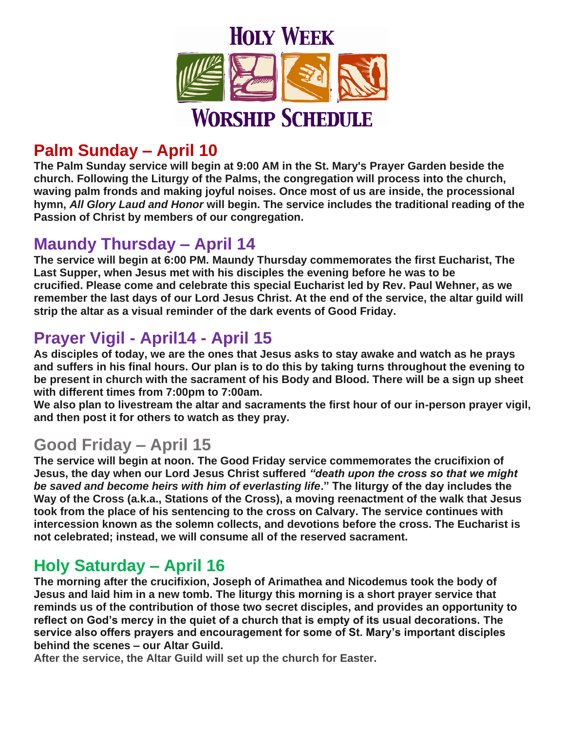# Holy Week Worship Schedule

## Palm Sunday – April 10

**The Palm Sunday service will begin at 9:00 AM in the St. Mary's Prayer Garden beside the church. Following the Liturgy of the Palms, the congregation will process into the church, waving palm fronds and making joyful noises. Once most of us are inside, the processional hymn, *All Glory Laud and Honor* will begin. The service includes the traditional reading of the Passion of Christ by members of our congregation.**

## Maundy Thursday – April 14

**The service will begin at 6:00 PM. Maundy Thursday commemorates the first Eucharist, The Last Supper, when Jesus met with his disciples the evening before he was to be crucified. Please come and celebrate this special Eucharist led by Rev. Paul Wehner, as we remember the last days of our Lord Jesus Christ. At the end of the service, the altar guild will strip the altar as a visual reminder of the dark events of Good Friday.**

## Prayer Vigil - April14 - April 15

**As disciples of today, we are the ones that Jesus asks to stay awake and watch as he prays and suffers in his final hours. Our plan is to do this by taking turns throughout the evening to be present in church with the sacrament of his Body and Blood. There will be a sign up sheet with different times from 7:00pm to 7:00am.**

**We also plan to livestream the altar and sacraments the first hour of our in-person prayer vigil, and then post it for others to watch as they pray.**

## Good Friday – April 15

**The service will begin at noon. The Good Friday service commemorates the crucifixion of Jesus, the day when our Lord Jesus Christ suffered *"death upon the cross so that we might be saved and become heirs with him of everlasting life*." The liturgy of the day includes the Way of the Cross (a.k.a., Stations of the Cross), a moving reenactment of the walk that Jesus took from the place of his sentencing to the cross on Calvary. The service continues with intercession known as the solemn collects, and devotions before the cross. The Eucharist is not celebrated; instead, we will consume all of the reserved sacrament.**

## Holy Saturday – April 16

**The morning after the crucifixion, Joseph of Arimathea and Nicodemus took the body of Jesus and laid him in a new tomb. The liturgy this morning is a short prayer service that reminds us of the contribution of those two secret disciples, and provides an opportunity to reflect on God's mercy in the quiet of a church that is empty of its usual decorations. The service also offers prayers and encouragement for some of St. Mary's important disciples behind the scenes – our Altar Guild.**

**After the service, the Altar Guild will set up the church for Easter.**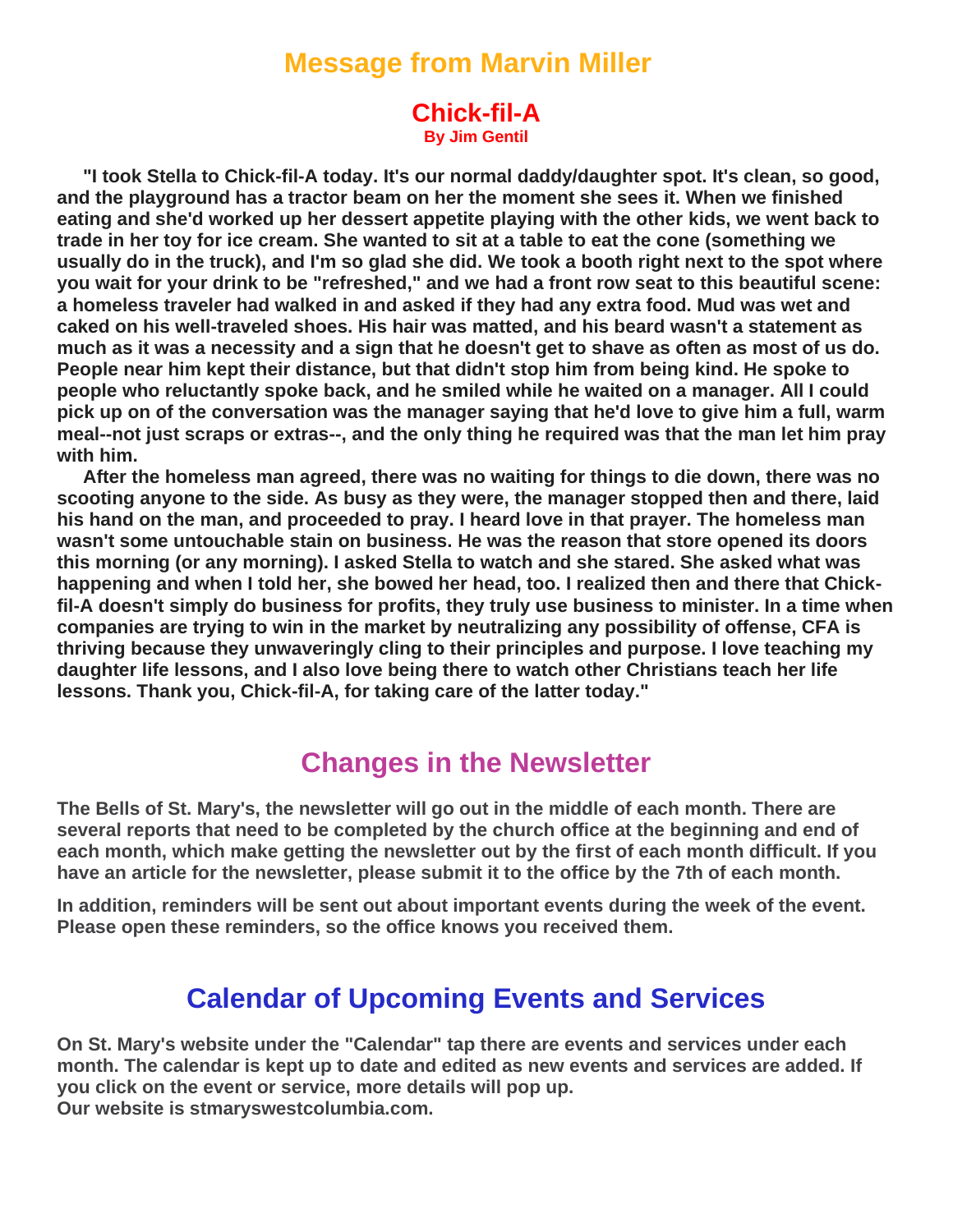# Message from Marvin Miller

## Chick-fil-A

**By Jim Gentil**

**"I took Stella to Chick-fil-A today. It's our normal daddy/daughter spot. It's clean, so good, and the playground has a tractor beam on her the moment she sees it. When we finished eating and she'd worked up her dessert appetite playing with the other kids, we went back to trade in her toy for ice cream. She wanted to sit at a table to eat the cone (something we usually do in the truck), and I'm so glad she did. We took a booth right next to the spot where you wait for your drink to be "refreshed," and we had a front row seat to this beautiful scene: a homeless traveler had walked in and asked if they had any extra food. Mud was wet and caked on his well-traveled shoes. His hair was matted, and his beard wasn't a statement as much as it was a necessity and a sign that he doesn't get to shave as often as most of us do. People near him kept their distance, but that didn't stop him from being kind. He spoke to people who reluctantly spoke back, and he smiled while he waited on a manager. All I could pick up on of the conversation was the manager saying that he'd love to give him a full, warm meal--not just scraps or extras--, and the only thing he required was that the man let him pray with him.**

**After the homeless man agreed, there was no waiting for things to die down, there was no scooting anyone to the side. As busy as they were, the manager stopped then and there, laid his hand on the man, and proceeded to pray. I heard love in that prayer. The homeless man wasn't some untouchable stain on business. He was the reason that store opened its doors this morning (or any morning). I asked Stella to watch and she stared. She asked what was happening and when I told her, she bowed her head, too. I realized then and there that Chick-fil-A doesn't simply do business for profits, they truly use business to minister. In a time when companies are trying to win in the market by neutralizing any possibility of offense, CFA is thriving because they unwaveringly cling to their principles and purpose. I love teaching my daughter life lessons, and I also love being there to watch other Christians teach her life lessons. Thank you, Chick-fil-A, for taking care of the latter today."**

# Changes in the Newsletter

**The Bells of St. Mary's, the newsletter will go out in the middle of each month. There are several reports that need to be completed by the church office at the beginning and end of each month, which make getting the newsletter out by the first of each month difficult. If you have an article for the newsletter, please submit it to the office by the 7th of each month.**

**In addition, reminders will be sent out about important events during the week of the event. Please open these reminders, so the office knows you received them.**

# Calendar of Upcoming Events and Services

**On St. Mary's website under the "Calendar" tap there are events and services under each month. The calendar is kept up to date and edited as new events and services are added. If you click on the event or service, more details will pop up.**
**Our website is stmaryswestcolumbia.com.**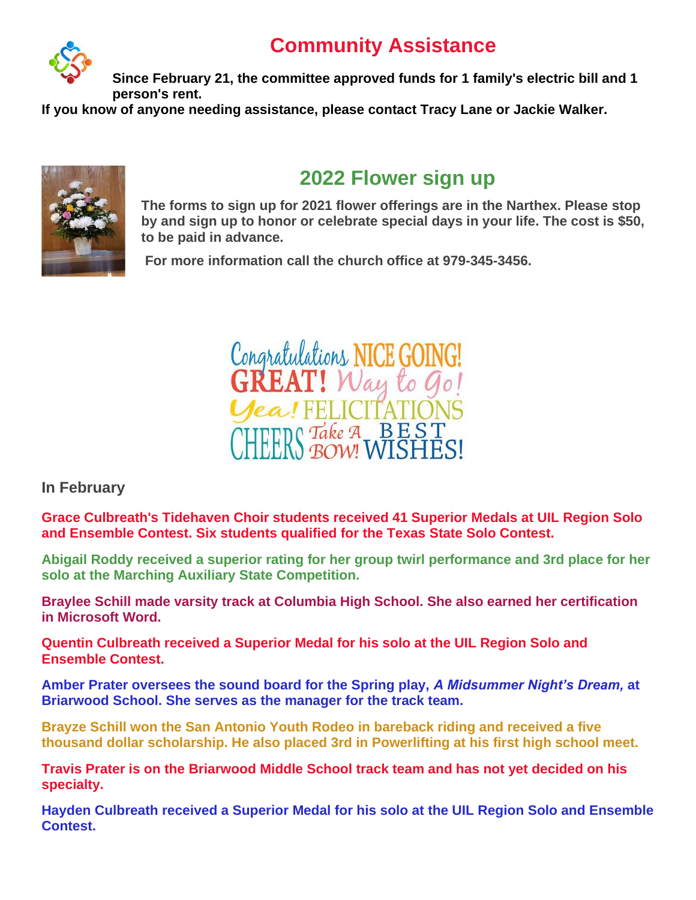# Community Assistance

**Since February 21, the committee approved funds for 1 family's electric bill and 1 person's rent.**

**If you know of anyone needing assistance, please contact Tracy Lane or Jackie Walker.**

# 2022 Flower sign up

**The forms to sign up for 2021 flower offerings are in the Narthex. Please stop by and sign up to honor or celebrate special days in your life. The cost is $50, to be paid in advance.**

**For more information call the church office at 979-345-3456.**

Congratulations NICE GOING! GREAT! Way to Go! Yea! FELICITATIONS CHEERS Take A BOW! BEST WISHES!

## In February

**Grace Culbreath's Tidehaven Choir students received 41 Superior Medals at UIL Region Solo and Ensemble Contest. Six students qualified for the Texas State Solo Contest.**

**Abigail Roddy received a superior rating for her group twirl performance and 3rd place for her solo at the Marching Auxiliary State Competition.**

**Braylee Schill made varsity track at Columbia High School. She also earned her certification in Microsoft Word.**

**Quentin Culbreath received a Superior Medal for his solo at the UIL Region Solo and Ensemble Contest.**

**Amber Prater oversees the sound board for the Spring play, *A Midsummer Night's Dream,* at Briarwood School. She serves as the manager for the track team.**

**Brayze Schill won the San Antonio Youth Rodeo in bareback riding and received a five thousand dollar scholarship. He also placed 3rd in Powerlifting at his first high school meet.**

**Travis Prater is on the Briarwood Middle School track team and has not yet decided on his specialty.**

**Hayden Culbreath received a Superior Medal for his solo at the UIL Region Solo and Ensemble Contest.**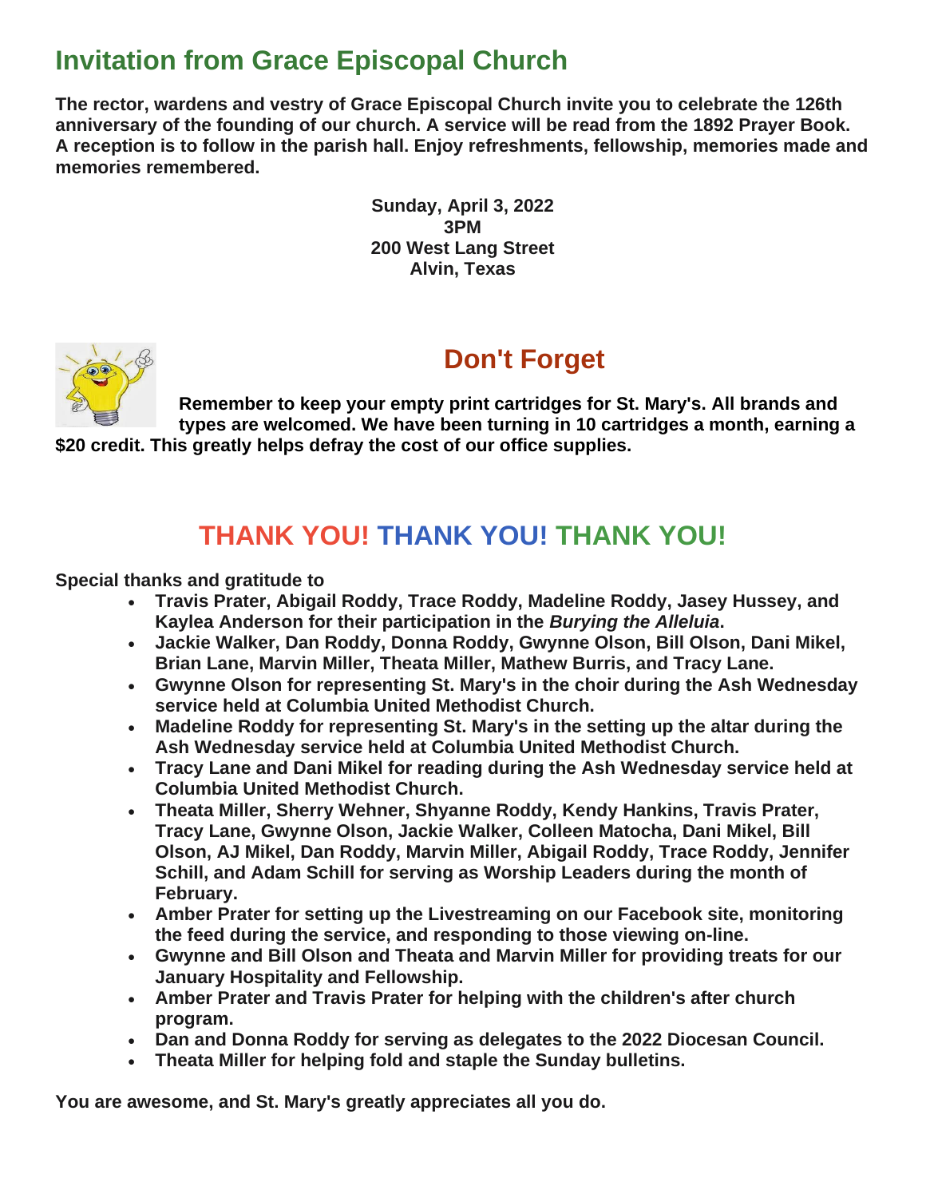## Invitation from Grace Episcopal Church

**The rector, wardens and vestry of Grace Episcopal Church invite you to celebrate the 126th anniversary of the founding of our church. A service will be read from the 1892 Prayer Book. A reception is to follow in the parish hall. Enjoy refreshments, fellowship, memories made and memories remembered.**

**Sunday, April 3, 2022**
**3PM**
**200 West Lang Street**
**Alvin, Texas**

## Don't Forget

**Remember to keep your empty print cartridges for St. Mary's. All brands and types are welcomed. We have been turning in 10 cartridges a month, earning a $20 credit. This greatly helps defray the cost of our office supplies.**

## THANK YOU! THANK YOU! THANK YOU!

**Special thanks and gratitude to**

- **Travis Prater, Abigail Roddy, Trace Roddy, Madeline Roddy, Jasey Hussey, and Kaylea Anderson for their participation in the *Burying the Alleluia*.**
- **Jackie Walker, Dan Roddy, Donna Roddy, Gwynne Olson, Bill Olson, Dani Mikel, Brian Lane, Marvin Miller, Theata Miller, Mathew Burris, and Tracy Lane.**
- **Gwynne Olson for representing St. Mary's in the choir during the Ash Wednesday service held at Columbia United Methodist Church.**
- **Madeline Roddy for representing St. Mary's in the setting up the altar during the Ash Wednesday service held at Columbia United Methodist Church.**
- **Tracy Lane and Dani Mikel for reading during the Ash Wednesday service held at Columbia United Methodist Church.**
- **Theata Miller, Sherry Wehner, Shyanne Roddy, Kendy Hankins, Travis Prater, Tracy Lane, Gwynne Olson, Jackie Walker, Colleen Matocha, Dani Mikel, Bill Olson, AJ Mikel, Dan Roddy, Marvin Miller, Abigail Roddy, Trace Roddy, Jennifer Schill, and Adam Schill for serving as Worship Leaders during the month of February.**
- **Amber Prater for setting up the Livestreaming on our Facebook site, monitoring the feed during the service, and responding to those viewing on-line.**
- **Gwynne and Bill Olson and Theata and Marvin Miller for providing treats for our January Hospitality and Fellowship.**
- **Amber Prater and Travis Prater for helping with the children's after church program.**
- **Dan and Donna Roddy for serving as delegates to the 2022 Diocesan Council.**
- **Theata Miller for helping fold and staple the Sunday bulletins.**

**You are awesome, and St. Mary's greatly appreciates all you do.**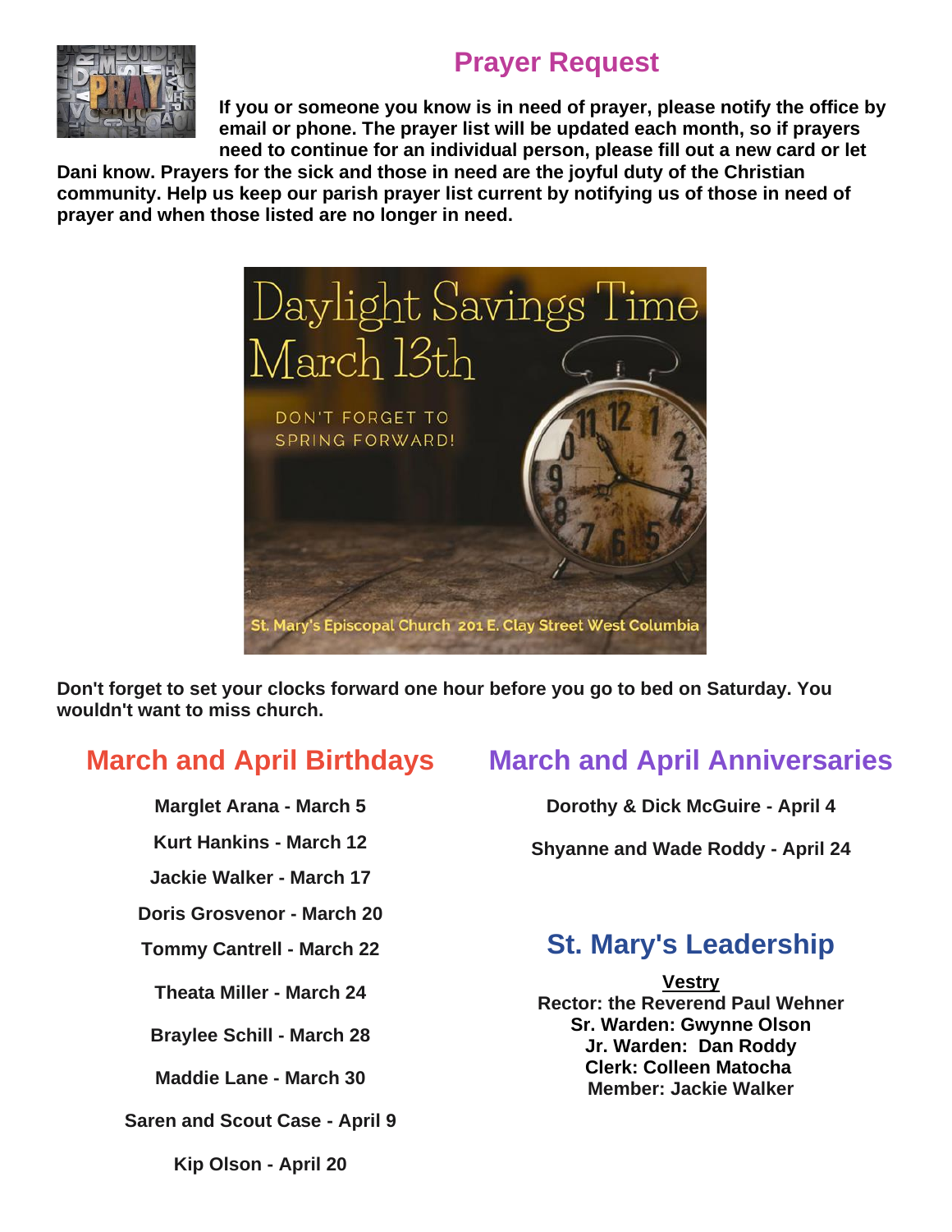## Prayer Request

**If you or someone you know is in need of prayer, please notify the office by email or phone. The prayer list will be updated each month, so if prayers need to continue for an individual person, please fill out a new card or let Dani know. Prayers for the sick and those in need are the joyful duty of the Christian community. Help us keep our parish prayer list current by notifying us of those in need of prayer and when those listed are no longer in need.**

Daylight Savings Time
March 13th

DON'T FORGET TO SPRING FORWARD!

St. Mary's Episcopal Church 201 E. Clay Street West Columbia

**Don't forget to set your clocks forward one hour before you go to bed on Saturday. You wouldn't want to miss church.**

## March and April Birthdays

**Marglet Arana - March 5**

**Kurt Hankins - March 12**

**Jackie Walker - March 17**

**Doris Grosvenor - March 20**

**Tommy Cantrell - March 22**

**Theata Miller - March 24**

**Braylee Schill - March 28**

**Maddie Lane - March 30**

**Saren and Scout Case - April 9**

**Kip Olson - April 20**

## March and April Anniversaries

**Dorothy & Dick McGuire - April 4**

**Shyanne and Wade Roddy - April 24**

## St. Mary's Leadership

**Vestry**

**Rector: the Reverend Paul Wehner**
**Sr. Warden: Gwynne Olson**
**Jr. Warden: Dan Roddy**
**Clerk: Colleen Matocha**
**Member: Jackie Walker**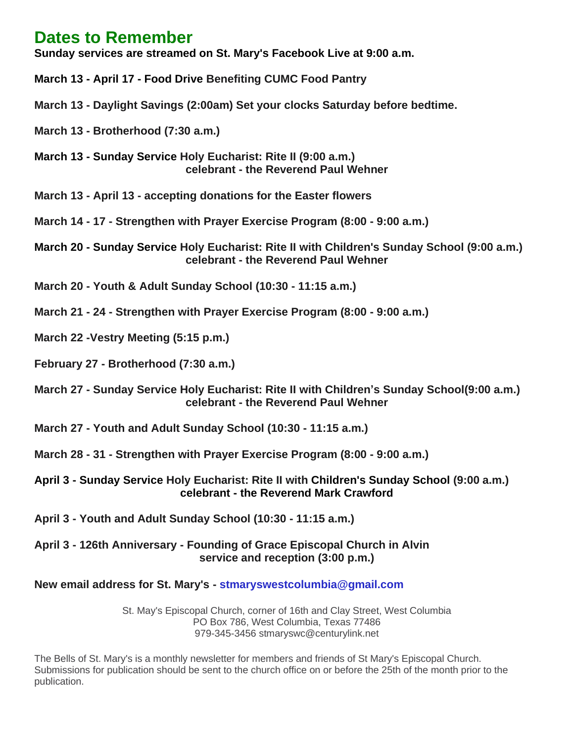## Dates to Remember

**Sunday services are streamed on St. Mary's Facebook Live at 9:00 a.m.**

**March 13 - April 17 - Food Drive Benefiting CUMC Food Pantry**

**March 13 - Daylight Savings (2:00am) Set your clocks Saturday before bedtime.**

**March 13 - Brotherhood (7:30 a.m.)**

**March 13 - Sunday Service Holy Eucharist: Rite II (9:00 a.m.)**
**celebrant - the Reverend Paul Wehner**

**March 13 - April 13 - accepting donations for the Easter flowers**

**March 14 - 17 - Strengthen with Prayer Exercise Program (8:00 - 9:00 a.m.)**

**March 20 - Sunday Service Holy Eucharist: Rite II with Children's Sunday School (9:00 a.m.)**
**celebrant - the Reverend Paul Wehner**

**March 20 - Youth & Adult Sunday School (10:30 - 11:15 a.m.)**

**March 21 - 24 - Strengthen with Prayer Exercise Program (8:00 - 9:00 a.m.)**

**March 22 -Vestry Meeting (5:15 p.m.)**

**February 27 - Brotherhood (7:30 a.m.)**

**March 27 - Sunday Service Holy Eucharist: Rite II with Children's Sunday School(9:00 a.m.)**
**celebrant - the Reverend Paul Wehner**

**March 27 - Youth and Adult Sunday School (10:30 - 11:15 a.m.)**

**March 28 - 31 - Strengthen with Prayer Exercise Program (8:00 - 9:00 a.m.)**

**April 3 - Sunday Service Holy Eucharist: Rite II with Children's Sunday School (9:00 a.m.)**
**celebrant - the Reverend Mark Crawford**

**April 3 - Youth and Adult Sunday School (10:30 - 11:15 a.m.)**

**April 3 - 126th Anniversary - Founding of Grace Episcopal Church in Alvin**
**service and reception (3:00 p.m.)**

**New email address for St. Mary's - stmaryswestcolumbia@gmail.com**

St. May's Episcopal Church, corner of 16th and Clay Street, West Columbia
PO Box 786, West Columbia, Texas 77486
979-345-3456 stmaryswc@centurylink.net

The Bells of St. Mary's is a monthly newsletter for members and friends of St Mary's Episcopal Church. Submissions for publication should be sent to the church office on or before the 25th of the month prior to the publication.